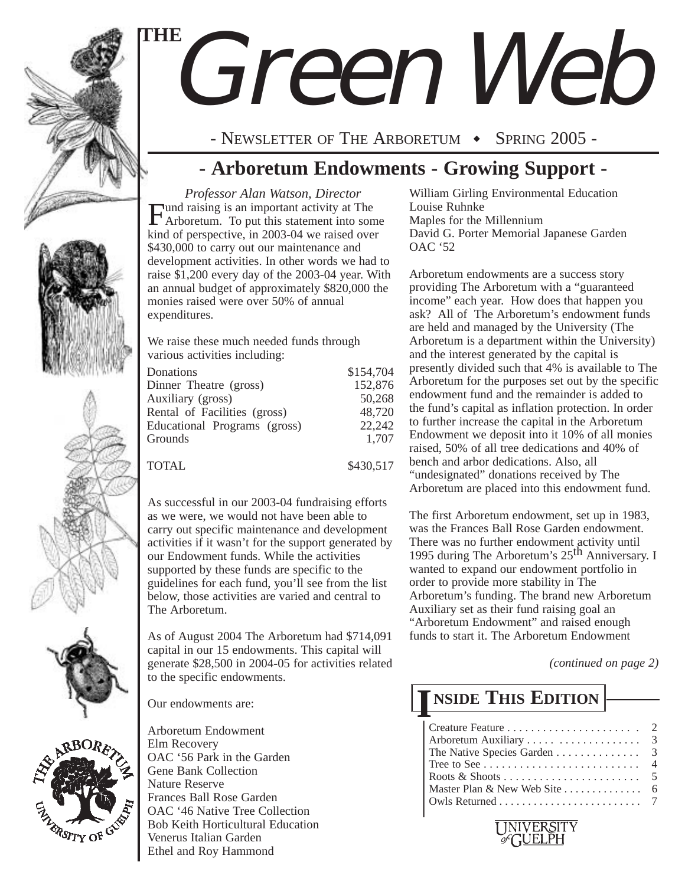# THE Green Web

- NEWSLETTER OF THE ARBORETUM ◆ SPRING 2005 -

## - Arboretum Endowments - Growing Support -

*Professor Alan Watson, Director*

Fund raising is an important activity at The Arboretum. To put this statement into some kind of perspective, in 2003-04 we raised over $430,000 to carry out our maintenance and development activities. In other words we had to raise $1,200 every day of the 2003-04 year. With an annual budget of approximately $820,000 the monies raised were over 50% of annual expenditures.

We raise these much needed funds through various activities including:

| | |
|---|---|
| Donations | $154,704 |
| Dinner Theatre (gross) | 152,876 |
| Auxiliary (gross) | 50,268 |
| Rental of Facilities (gross) | 48,720 |
| Educational Programs (gross) | 22,242 |
| Grounds | 1,707 |
| TOTAL | $430,517 |

As successful in our 2003-04 fundraising efforts as we were, we would not have been able to carry out specific maintenance and development activities if it wasn't for the support generated by our Endowment funds. While the activities supported by these funds are specific to the guidelines for each fund, you'll see from the list below, those activities are varied and central to The Arboretum.

As of August 2004 The Arboretum had $714,091 capital in our 15 endowments. This capital will generate $28,500 in 2004-05 for activities related to the specific endowments.

Our endowments are:

Arboretum Endowment
Elm Recovery
OAC '56 Park in the Garden
Gene Bank Collection
Nature Reserve
Frances Ball Rose Garden
OAC '46 Native Tree Collection
Bob Keith Horticultural Education
Venerus Italian Garden
Ethel and Roy Hammond
William Girling Environmental Education
Louise Ruhnke
Maples for the Millennium
David G. Porter Memorial Japanese Garden
OAC '52

Arboretum endowments are a success story providing The Arboretum with a "guaranteed income" each year. How does that happen you ask? All of The Arboretum's endowment funds are held and managed by the University (The Arboretum is a department within the University) and the interest generated by the capital is presently divided such that 4% is available to The Arboretum for the purposes set out by the specific endowment fund and the remainder is added to the fund's capital as inflation protection. In order to further increase the capital in the Arboretum Endowment we deposit into it 10% of all monies raised, 50% of all tree dedications and 40% of bench and arbor dedications. Also, all "undesignated" donations received by The Arboretum are placed into this endowment fund.

The first Arboretum endowment, set up in 1983, was the Frances Ball Rose Garden endowment. There was no further endowment activity until 1995 during The Arboretum's 25th Anniversary. I wanted to expand our endowment portfolio in order to provide more stability in The Arboretum's funding. The brand new Arboretum Auxiliary set as their fund raising goal an "Arboretum Endowment" and raised enough funds to start it. The Arboretum Endowment

*(continued on page 2)*

### INSIDE THIS EDITION

| | |
|---|---|
| Creature Feature | 2 |
| Arboretum Auxiliary | 3 |
| The Native Species Garden | 3 |
| Tree to See | 4 |
| Roots & Shoots | 5 |
| Master Plan & New Web Site | 6 |
| Owls Returned | 7 |

UNIVERSITY of GUELPH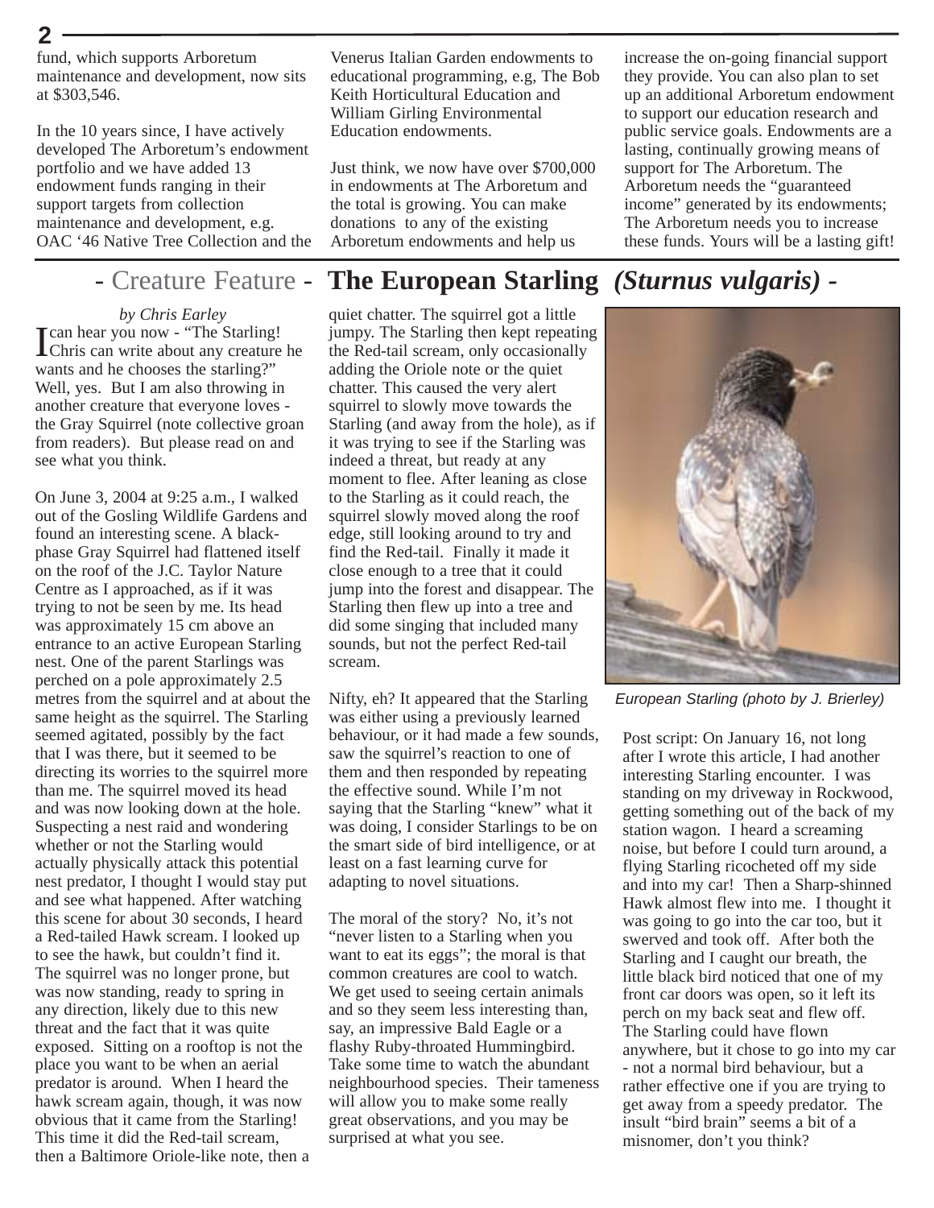fund, which supports Arboretum maintenance and development, now sits at $303,546.

In the 10 years since, I have actively developed The Arboretum's endowment portfolio and we have added 13 endowment funds ranging in their support targets from collection maintenance and development, e.g. OAC '46 Native Tree Collection and the Venerus Italian Garden endowments to educational programming, e.g, The Bob Keith Horticultural Education and William Girling Environmental Education endowments.

Just think, we now have over $700,000 in endowments at The Arboretum and the total is growing. You can make donations to any of the existing Arboretum endowments and help us increase the on-going financial support they provide. You can also plan to set up an additional Arboretum endowment to support our education research and public service goals. Endowments are a lasting, continually growing means of support for The Arboretum. The Arboretum needs the "guaranteed income" generated by its endowments; The Arboretum needs you to increase these funds. Yours will be a lasting gift!

## - Creature Feature - **The European Starling *(Sturnus vulgaris)*** -

*by Chris Earley*

I can hear you now - "The Starling! Chris can write about any creature he wants and he chooses the starling?" Well, yes. But I am also throwing in another creature that everyone loves - the Gray Squirrel (note collective groan from readers). But please read on and see what you think.

On June 3, 2004 at 9:25 a.m., I walked out of the Gosling Wildlife Gardens and found an interesting scene. A black-phase Gray Squirrel had flattened itself on the roof of the J.C. Taylor Nature Centre as I approached, as if it was trying to not be seen by me. Its head was approximately 15 cm above an entrance to an active European Starling nest. One of the parent Starlings was perched on a pole approximately 2.5 metres from the squirrel and at about the same height as the squirrel. The Starling seemed agitated, possibly by the fact that I was there, but it seemed to be directing its worries to the squirrel more than me. The squirrel moved its head and was now looking down at the hole. Suspecting a nest raid and wondering whether or not the Starling would actually physically attack this potential nest predator, I thought I would stay put and see what happened. After watching this scene for about 30 seconds, I heard a Red-tailed Hawk scream. I looked up to see the hawk, but couldn't find it. The squirrel was no longer prone, but was now standing, ready to spring in any direction, likely due to this new threat and the fact that it was quite exposed. Sitting on a rooftop is not the place you want to be when an aerial predator is around. When I heard the hawk scream again, though, it was now obvious that it came from the Starling! This time it did the Red-tail scream, then a Baltimore Oriole-like note, then a quiet chatter. The squirrel got a little jumpy. The Starling then kept repeating the Red-tail scream, only occasionally adding the Oriole note or the quiet chatter. This caused the very alert squirrel to slowly move towards the Starling (and away from the hole), as if it was trying to see if the Starling was indeed a threat, but ready at any moment to flee. After leaning as close to the Starling as it could reach, the squirrel slowly moved along the roof edge, still looking around to try and find the Red-tail. Finally it made it close enough to a tree that it could jump into the forest and disappear. The Starling then flew up into a tree and did some singing that included many sounds, but not the perfect Red-tail scream.

Nifty, eh? It appeared that the Starling was either using a previously learned behaviour, or it had made a few sounds, saw the squirrel's reaction to one of them and then responded by repeating the effective sound. While I'm not saying that the Starling "knew" what it was doing, I consider Starlings to be on the smart side of bird intelligence, or at least on a fast learning curve for adapting to novel situations.

The moral of the story? No, it's not "never listen to a Starling when you want to eat its eggs"; the moral is that common creatures are cool to watch. We get used to seeing certain animals and so they seem less interesting than, say, an impressive Bald Eagle or a flashy Ruby-throated Hummingbird. Take some time to watch the abundant neighbourhood species. Their tameness will allow you to make some really great observations, and you may be surprised at what you see.

*European Starling (photo by J. Brierley)*

Post script: On January 16, not long after I wrote this article, I had another interesting Starling encounter. I was standing on my driveway in Rockwood, getting something out of the back of my station wagon. I heard a screaming noise, but before I could turn around, a flying Starling ricocheted off my side and into my car! Then a Sharp-shinned Hawk almost flew into me. I thought it was going to go into the car too, but it swerved and took off. After both the Starling and I caught our breath, the little black bird noticed that one of my front car doors was open, so it left its perch on my back seat and flew off. The Starling could have flown anywhere, but it chose to go into my car - not a normal bird behaviour, but a rather effective one if you are trying to get away from a speedy predator. The insult "bird brain" seems a bit of a misnomer, don't you think?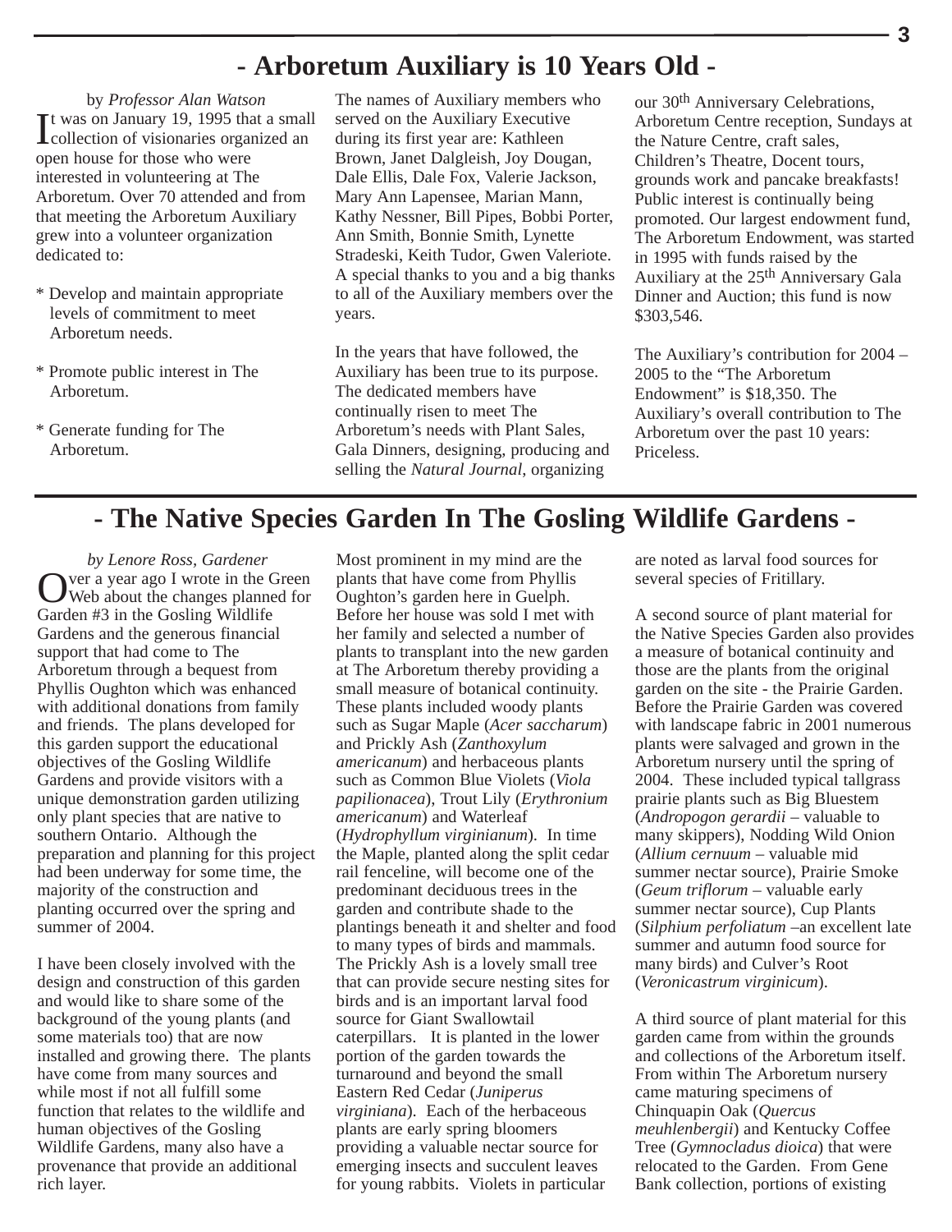## - Arboretum Auxiliary is 10 Years Old -

*by Professor Alan Watson*

It was on January 19, 1995 that a small collection of visionaries organized an open house for those who were interested in volunteering at The Arboretum. Over 70 attended and from that meeting the Arboretum Auxiliary grew into a volunteer organization dedicated to:

* Develop and maintain appropriate levels of commitment to meet Arboretum needs.

* Promote public interest in The Arboretum.

* Generate funding for The Arboretum.

The names of Auxiliary members who served on the Auxiliary Executive during its first year are: Kathleen Brown, Janet Dalgleish, Joy Dougan, Dale Ellis, Dale Fox, Valerie Jackson, Mary Ann Lapensee, Marian Mann, Kathy Nessner, Bill Pipes, Bobbi Porter, Ann Smith, Bonnie Smith, Lynette Stradeski, Keith Tudor, Gwen Valeriote. A special thanks to you and a big thanks to all of the Auxiliary members over the years.

In the years that have followed, the Auxiliary has been true to its purpose. The dedicated members have continually risen to meet The Arboretum's needs with Plant Sales, Gala Dinners, designing, producing and selling the *Natural Journal*, organizing our 30th Anniversary Celebrations, Arboretum Centre reception, Sundays at the Nature Centre, craft sales, Children's Theatre, Docent tours, grounds work and pancake breakfasts! Public interest is continually being promoted. Our largest endowment fund, The Arboretum Endowment, was started in 1995 with funds raised by the Auxiliary at the 25th Anniversary Gala Dinner and Auction; this fund is now $303,546.

The Auxiliary's contribution for 2004 – 2005 to the "The Arboretum Endowment" is $18,350. The Auxiliary's overall contribution to The Arboretum over the past 10 years: Priceless.

## - The Native Species Garden In The Gosling Wildlife Gardens -

*by Lenore Ross, Gardener*

Over a year ago I wrote in the Green Web about the changes planned for Garden #3 in the Gosling Wildlife Gardens and the generous financial support that had come to The Arboretum through a bequest from Phyllis Oughton which was enhanced with additional donations from family and friends. The plans developed for this garden support the educational objectives of the Gosling Wildlife Gardens and provide visitors with a unique demonstration garden utilizing only plant species that are native to southern Ontario. Although the preparation and planning for this project had been underway for some time, the majority of the construction and planting occurred over the spring and summer of 2004.

I have been closely involved with the design and construction of this garden and would like to share some of the background of the young plants (and some materials too) that are now installed and growing there. The plants have come from many sources and while most if not all fulfill some function that relates to the wildlife and human objectives of the Gosling Wildlife Gardens, many also have a provenance that provide an additional rich layer.

Most prominent in my mind are the plants that have come from Phyllis Oughton's garden here in Guelph. Before her house was sold I met with her family and selected a number of plants to transplant into the new garden at The Arboretum thereby providing a small measure of botanical continuity. These plants included woody plants such as Sugar Maple (*Acer saccharum*) and Prickly Ash (*Zanthoxylum americanum*) and herbaceous plants such as Common Blue Violets (*Viola papilionacea*), Trout Lily (*Erythronium americanum*) and Waterleaf (*Hydrophyllum virginianum*). In time the Maple, planted along the split cedar rail fenceline, will become one of the predominant deciduous trees in the garden and contribute shade to the plantings beneath it and shelter and food to many types of birds and mammals. The Prickly Ash is a lovely small tree that can provide secure nesting sites for birds and is an important larval food source for Giant Swallowtail caterpillars. It is planted in the lower portion of the garden towards the turnaround and beyond the small Eastern Red Cedar (*Juniperus virginiana*). Each of the herbaceous plants are early spring bloomers providing a valuable nectar source for emerging insects and succulent leaves for young rabbits. Violets in particular are noted as larval food sources for several species of Fritillary.

A second source of plant material for the Native Species Garden also provides a measure of botanical continuity and those are the plants from the original garden on the site - the Prairie Garden. Before the Prairie Garden was covered with landscape fabric in 2001 numerous plants were salvaged and grown in the Arboretum nursery until the spring of 2004. These included typical tallgrass prairie plants such as Big Bluestem (*Andropogon gerardii* – valuable to many skippers), Nodding Wild Onion (*Allium cernuum* – valuable mid summer nectar source), Prairie Smoke (*Geum triflorum* – valuable early summer nectar source), Cup Plants (*Silphium perfoliatum* –an excellent late summer and autumn food source for many birds) and Culver's Root (*Veronicastrum virginicum*).

A third source of plant material for this garden came from within the grounds and collections of the Arboretum itself. From within The Arboretum nursery came maturing specimens of Chinquapin Oak (*Quercus meuhlenbergii*) and Kentucky Coffee Tree (*Gymnocladus dioica*) that were relocated to the Garden. From Gene Bank collection, portions of existing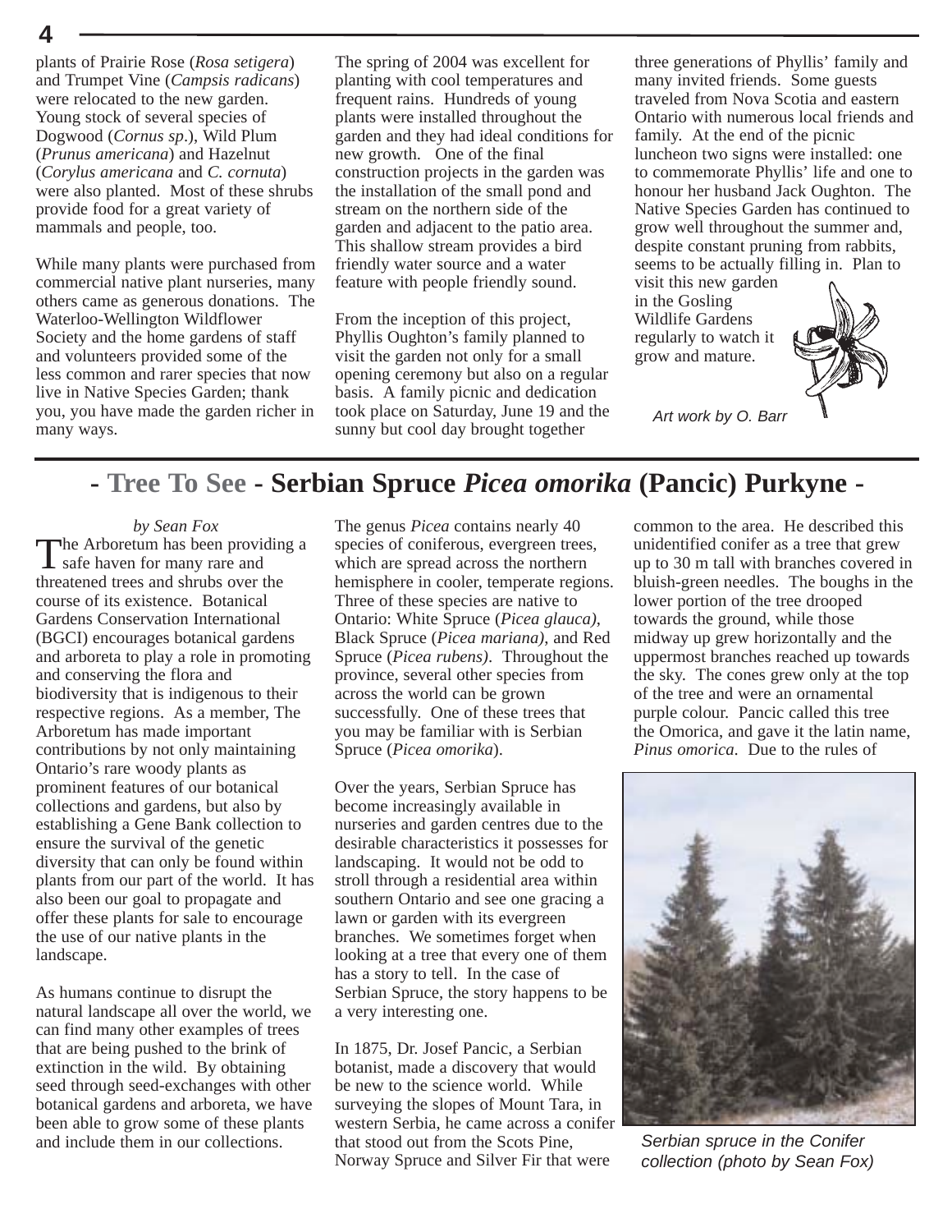plants of Prairie Rose (*Rosa setigera*) and Trumpet Vine (*Campsis radicans*) were relocated to the new garden. Young stock of several species of Dogwood (*Cornus sp*.), Wild Plum (*Prunus americana*) and Hazelnut (*Corylus americana* and *C. cornuta*) were also planted. Most of these shrubs provide food for a great variety of mammals and people, too.

While many plants were purchased from commercial native plant nurseries, many others came as generous donations. The Waterloo-Wellington Wildflower Society and the home gardens of staff and volunteers provided some of the less common and rarer species that now live in Native Species Garden; thank you, you have made the garden richer in many ways.

The spring of 2004 was excellent for planting with cool temperatures and frequent rains. Hundreds of young plants were installed throughout the garden and they had ideal conditions for new growth. One of the final construction projects in the garden was the installation of the small pond and stream on the northern side of the garden and adjacent to the patio area. This shallow stream provides a bird friendly water source and a water feature with people friendly sound.

From the inception of this project, Phyllis Oughton's family planned to visit the garden not only for a small opening ceremony but also on a regular basis. A family picnic and dedication took place on Saturday, June 19 and the sunny but cool day brought together three generations of Phyllis' family and many invited friends. Some guests traveled from Nova Scotia and eastern Ontario with numerous local friends and family. At the end of the picnic luncheon two signs were installed: one to commemorate Phyllis' life and one to honour her husband Jack Oughton. The Native Species Garden has continued to grow well throughout the summer and, despite constant pruning from rabbits, seems to be actually filling in. Plan to visit this new garden in the Gosling Wildlife Gardens regularly to watch it grow and mature.

*Art work by O. Barr*

## - Tree To See - Serbian Spruce *Picea omorika* (Pancic) Purkyne -

*by Sean Fox*

The Arboretum has been providing a safe haven for many rare and threatened trees and shrubs over the course of its existence. Botanical Gardens Conservation International (BGCI) encourages botanical gardens and arboreta to play a role in promoting and conserving the flora and biodiversity that is indigenous to their respective regions. As a member, The Arboretum has made important contributions by not only maintaining Ontario's rare woody plants as prominent features of our botanical collections and gardens, but also by establishing a Gene Bank collection to ensure the survival of the genetic diversity that can only be found within plants from our part of the world. It has also been our goal to propagate and offer these plants for sale to encourage the use of our native plants in the landscape.

As humans continue to disrupt the natural landscape all over the world, we can find many other examples of trees that are being pushed to the brink of extinction in the wild. By obtaining seed through seed-exchanges with other botanical gardens and arboreta, we have been able to grow some of these plants and include them in our collections.

The genus *Picea* contains nearly 40 species of coniferous, evergreen trees, which are spread across the northern hemisphere in cooler, temperate regions. Three of these species are native to Ontario: White Spruce (*Picea glauca)*, Black Spruce (*Picea mariana)*, and Red Spruce (*Picea rubens)*. Throughout the province, several other species from across the world can be grown successfully. One of these trees that you may be familiar with is Serbian Spruce (*Picea omorika*).

Over the years, Serbian Spruce has become increasingly available in nurseries and garden centres due to the desirable characteristics it possesses for landscaping. It would not be odd to stroll through a residential area within southern Ontario and see one gracing a lawn or garden with its evergreen branches. We sometimes forget when looking at a tree that every one of them has a story to tell. In the case of Serbian Spruce, the story happens to be a very interesting one.

In 1875, Dr. Josef Pancic, a Serbian botanist, made a discovery that would be new to the science world. While surveying the slopes of Mount Tara, in western Serbia, he came across a conifer that stood out from the Scots Pine, Norway Spruce and Silver Fir that were common to the area. He described this unidentified conifer as a tree that grew up to 30 m tall with branches covered in bluish-green needles. The boughs in the lower portion of the tree drooped towards the ground, while those midway up grew horizontally and the uppermost branches reached up towards the sky. The cones grew only at the top of the tree and were an ornamental purple colour. Pancic called this tree the Omorica, and gave it the latin name, *Pinus omorica*. Due to the rules of

*Serbian spruce in the Conifer collection (photo by Sean Fox)*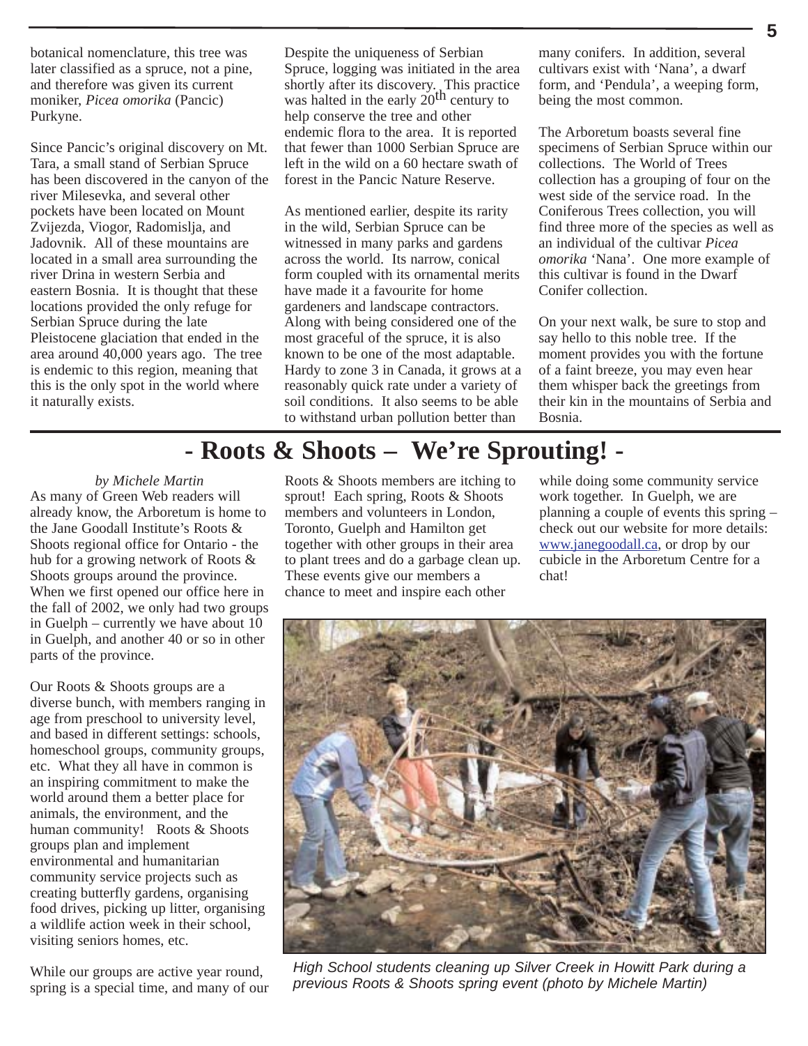botanical nomenclature, this tree was later classified as a spruce, not a pine, and therefore was given its current moniker, *Picea omorika* (Pancic) Purkyne.

Since Pancic's original discovery on Mt. Tara, a small stand of Serbian Spruce has been discovered in the canyon of the river Milesevka, and several other pockets have been located on Mount Zvijezda, Viogor, Radomislja, and Jadovnik. All of these mountains are located in a small area surrounding the river Drina in western Serbia and eastern Bosnia. It is thought that these locations provided the only refuge for Serbian Spruce during the late Pleistocene glaciation that ended in the area around 40,000 years ago. The tree is endemic to this region, meaning that this is the only spot in the world where it naturally exists.

Despite the uniqueness of Serbian Spruce, logging was initiated in the area shortly after its discovery. This practice was halted in the early 20th century to help conserve the tree and other endemic flora to the area. It is reported that fewer than 1000 Serbian Spruce are left in the wild on a 60 hectare swath of forest in the Pancic Nature Reserve.

As mentioned earlier, despite its rarity in the wild, Serbian Spruce can be witnessed in many parks and gardens across the world. Its narrow, conical form coupled with its ornamental merits have made it a favourite for home gardeners and landscape contractors. Along with being considered one of the most graceful of the spruce, it is also known to be one of the most adaptable. Hardy to zone 3 in Canada, it grows at a reasonably quick rate under a variety of soil conditions. It also seems to be able to withstand urban pollution better than many conifers. In addition, several cultivars exist with 'Nana', a dwarf form, and 'Pendula', a weeping form, being the most common.

The Arboretum boasts several fine specimens of Serbian Spruce within our collections. The World of Trees collection has a grouping of four on the west side of the service road. In the Coniferous Trees collection, you will find three more of the species as well as an individual of the cultivar *Picea omorika* 'Nana'. One more example of this cultivar is found in the Dwarf Conifer collection.

On your next walk, be sure to stop and say hello to this noble tree. If the moment provides you with the fortune of a faint breeze, you may even hear them whisper back the greetings from their kin in the mountains of Serbia and Bosnia.

# - Roots & Shoots – We're Sprouting! -

*by Michele Martin*

As many of Green Web readers will already know, the Arboretum is home to the Jane Goodall Institute's Roots & Shoots regional office for Ontario - the hub for a growing network of Roots & Shoots groups around the province. When we first opened our office here in the fall of 2002, we only had two groups in Guelph – currently we have about 10 in Guelph, and another 40 or so in other parts of the province.

Our Roots & Shoots groups are a diverse bunch, with members ranging in age from preschool to university level, and based in different settings: schools, homeschool groups, community groups, etc. What they all have in common is an inspiring commitment to make the world around them a better place for animals, the environment, and the human community! Roots & Shoots groups plan and implement environmental and humanitarian community service projects such as creating butterfly gardens, organising food drives, picking up litter, organising a wildlife action week in their school, visiting seniors homes, etc.

While our groups are active year round, spring is a special time, and many of our Roots & Shoots members are itching to sprout! Each spring, Roots & Shoots members and volunteers in London, Toronto, Guelph and Hamilton get together with other groups in their area to plant trees and do a garbage clean up. These events give our members a chance to meet and inspire each other while doing some community service work together. In Guelph, we are planning a couple of events this spring – check out our website for more details: www.janegoodall.ca, or drop by our cubicle in the Arboretum Centre for a chat!

*High School students cleaning up Silver Creek in Howitt Park during a previous Roots & Shoots spring event (photo by Michele Martin)*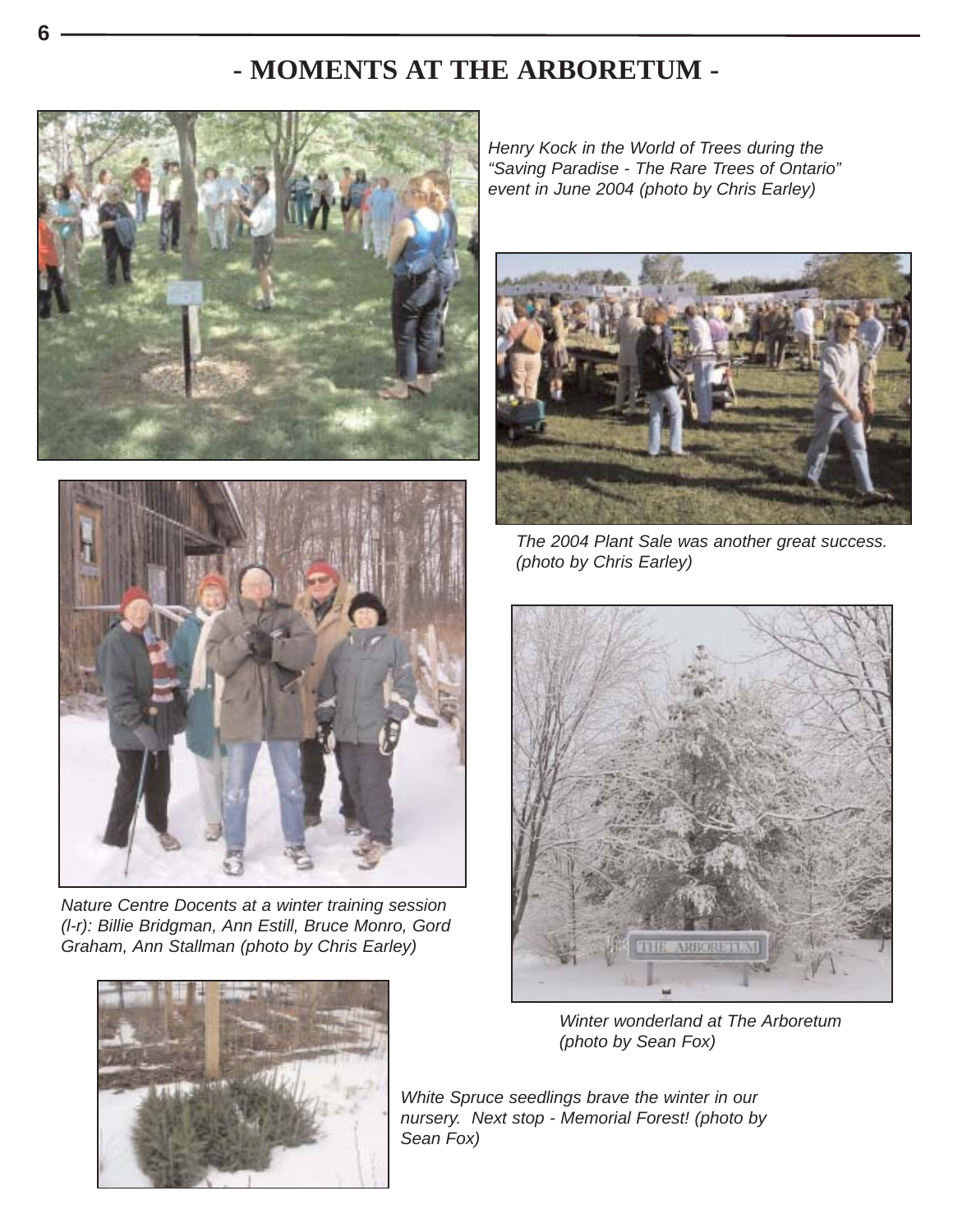# - MOMENTS AT THE ARBORETUM -

*Henry Kock in the World of Trees during the "Saving Paradise - The Rare Trees of Ontario" event in June 2004 (photo by Chris Earley)*

*The 2004 Plant Sale was another great success. (photo by Chris Earley)*

*Nature Centre Docents at a winter training session (l-r): Billie Bridgman, Ann Estill, Bruce Monro, Gord Graham, Ann Stallman (photo by Chris Earley)*

*Winter wonderland at The Arboretum (photo by Sean Fox)*

*White Spruce seedlings brave the winter in our nursery. Next stop - Memorial Forest! (photo by Sean Fox)*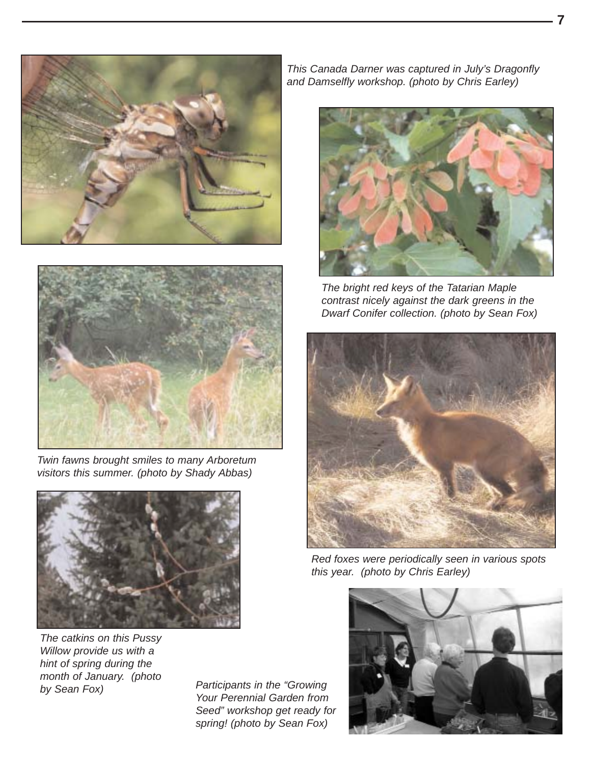*This Canada Darner was captured in July's Dragonfly and Damselfly workshop. (photo by Chris Earley)*

*The bright red keys of the Tatarian Maple contrast nicely against the dark greens in the Dwarf Conifer collection. (photo by Sean Fox)*

*Twin fawns brought smiles to many Arboretum visitors this summer. (photo by Shady Abbas)*

*Red foxes were periodically seen in various spots this year. (photo by Chris Earley)*

*The catkins on this Pussy Willow provide us with a hint of spring during the month of January. (photo by Sean Fox)*

*Participants in the "Growing Your Perennial Garden from Seed" workshop get ready for spring! (photo by Sean Fox)*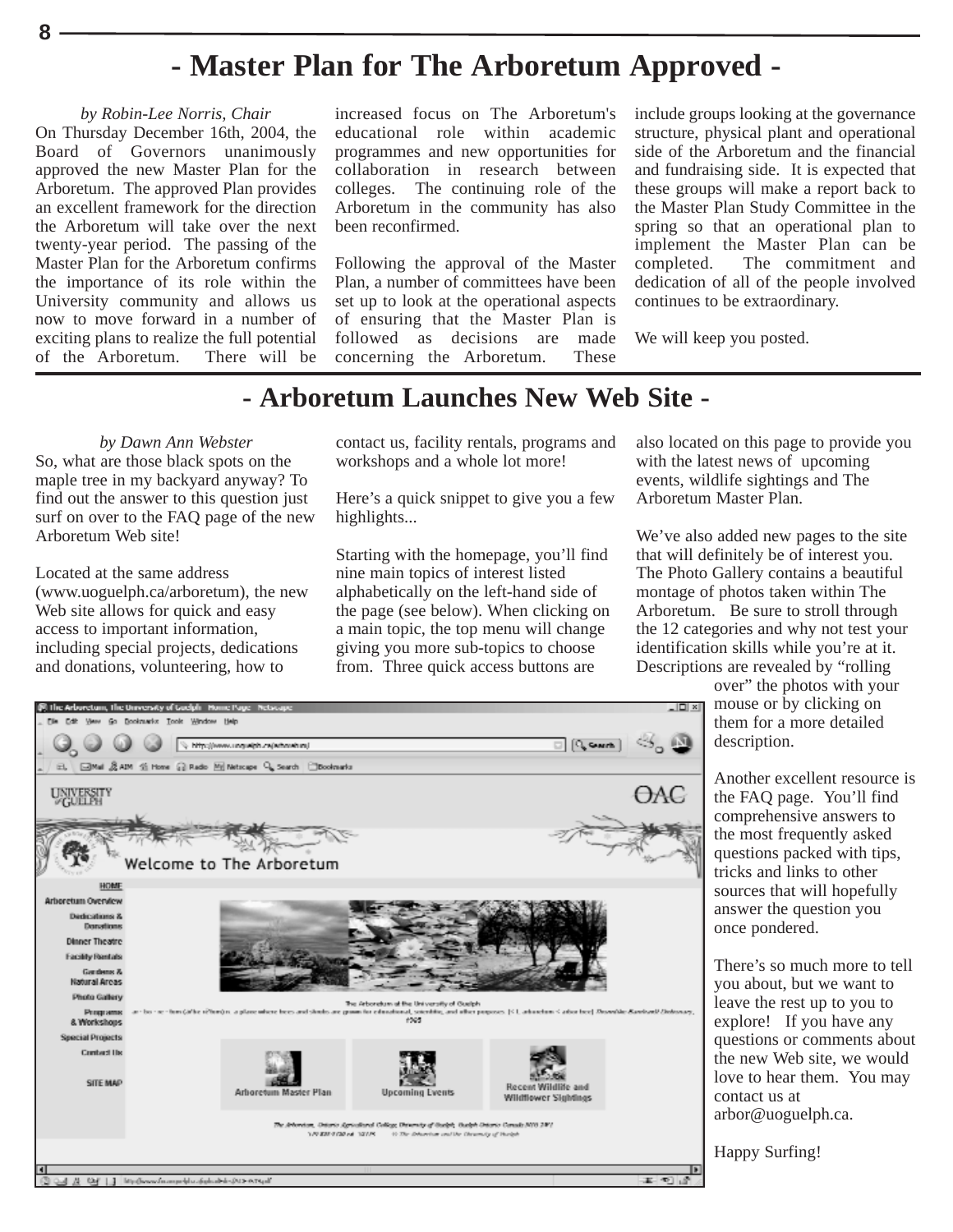# - Master Plan for The Arboretum Approved -

*by Robin-Lee Norris, Chair*

On Thursday December 16th, 2004, the Board of Governors unanimously approved the new Master Plan for the Arboretum. The approved Plan provides an excellent framework for the direction the Arboretum will take over the next twenty-year period. The passing of the Master Plan for the Arboretum confirms the importance of its role within the University community and allows us now to move forward in a number of exciting plans to realize the full potential of the Arboretum. There will be increased focus on The Arboretum's educational role within academic programmes and new opportunities for collaboration in research between colleges. The continuing role of the Arboretum in the community has also been reconfirmed.

Following the approval of the Master Plan, a number of committees have been set up to look at the operational aspects of ensuring that the Master Plan is followed as decisions are made concerning the Arboretum. These include groups looking at the governance structure, physical plant and operational side of the Arboretum and the financial and fundraising side. It is expected that these groups will make a report back to the Master Plan Study Committee in the spring so that an operational plan to implement the Master Plan can be completed. The commitment and dedication of all of the people involved continues to be extraordinary.

We will keep you posted.

# - Arboretum Launches New Web Site -

*by Dawn Ann Webster*

So, what are those black spots on the maple tree in my backyard anyway? To find out the answer to this question just surf on over to the FAQ page of the new Arboretum Web site!

Located at the same address (www.uoguelph.ca/arboretum), the new Web site allows for quick and easy access to important information, including special projects, dedications and donations, volunteering, how to contact us, facility rentals, programs and workshops and a whole lot more!

Here's a quick snippet to give you a few highlights...

Starting with the homepage, you'll find nine main topics of interest listed alphabetically on the left-hand side of the page (see below). When clicking on a main topic, the top menu will change giving you more sub-topics to choose from. Three quick access buttons are also located on this page to provide you with the latest news of upcoming events, wildlife sightings and The Arboretum Master Plan.

We've also added new pages to the site that will definitely be of interest you. The Photo Gallery contains a beautiful montage of photos taken within The Arboretum. Be sure to stroll through the 12 categories and why not test your identification skills while you're at it. Descriptions are revealed by "rolling over" the photos with your mouse or by clicking on them for a more detailed description.

Another excellent resource is the FAQ page. You'll find comprehensive answers to the most frequently asked questions packed with tips, tricks and links to other sources that will hopefully answer the question you once pondered.

There's so much more to tell you about, but we want to leave the rest up to you to explore! If you have any questions or comments about the new Web site, we would love to hear them. You may contact us at arbor@uoguelph.ca.

Happy Surfing!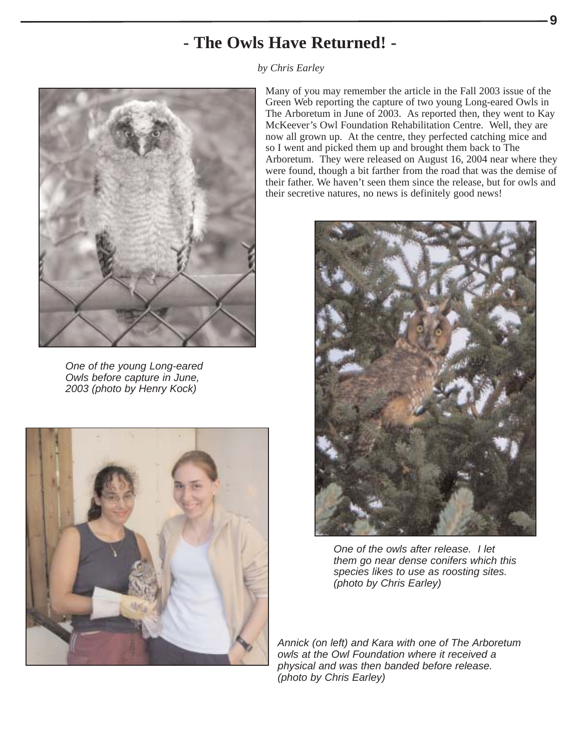# - The Owls Have Returned! -

*by Chris Earley*

Many of you may remember the article in the Fall 2003 issue of the Green Web reporting the capture of two young Long-eared Owls in The Arboretum in June of 2003. As reported then, they went to Kay McKeever's Owl Foundation Rehabilitation Centre. Well, they are now all grown up. At the centre, they perfected catching mice and so I went and picked them up and brought them back to The Arboretum. They were released on August 16, 2004 near where they were found, though a bit farther from the road that was the demise of their father. We haven't seen them since the release, but for owls and their secretive natures, no news is definitely good news!

*One of the young Long-eared Owls before capture in June, 2003 (photo by Henry Kock)*

*One of the owls after release. I let them go near dense conifers which this species likes to use as roosting sites. (photo by Chris Earley)*

*Annick (on left) and Kara with one of The Arboretum owls at the Owl Foundation where it received a physical and was then banded before release. (photo by Chris Earley)*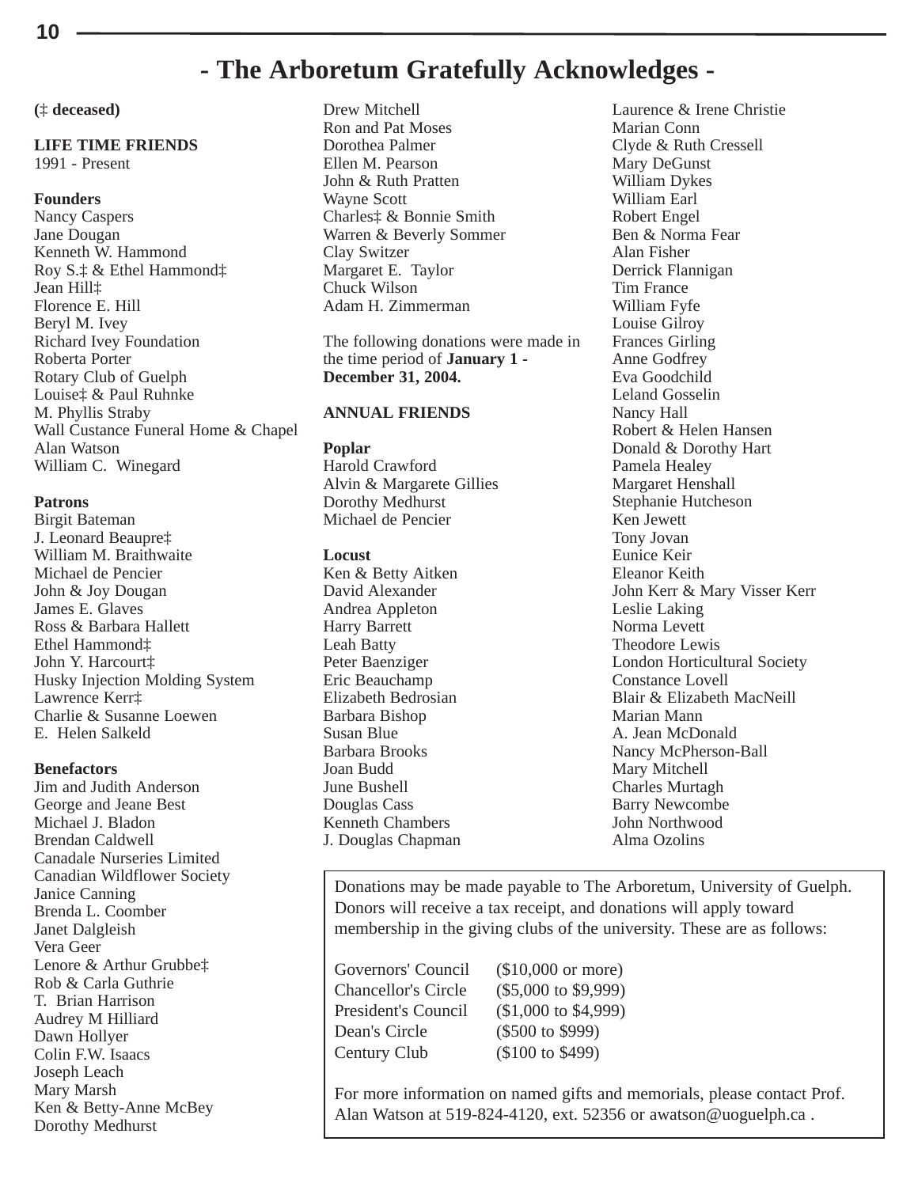# - The Arboretum Gratefully Acknowledges -

**(‡ deceased)**

**LIFE TIME FRIENDS**
1991 - Present

**Founders**
Nancy Caspers
Jane Dougan
Kenneth W. Hammond
Roy S.‡ & Ethel Hammond‡
Jean Hill‡
Florence E. Hill
Beryl M. Ivey
Richard Ivey Foundation
Roberta Porter
Rotary Club of Guelph
Louise‡ & Paul Ruhnke
M. Phyllis Straby
Wall Custance Funeral Home & Chapel
Alan Watson
William C. Winegard

**Patrons**
Birgit Bateman
J. Leonard Beaupre‡
William M. Braithwaite
Michael de Pencier
John & Joy Dougan
James E. Glaves
Ross & Barbara Hallett
Ethel Hammond‡
John Y. Harcourt‡
Husky Injection Molding System
Lawrence Kerr‡
Charlie & Susanne Loewen
E. Helen Salkeld

**Benefactors**
Jim and Judith Anderson
George and Jeane Best
Michael J. Bladon
Brendan Caldwell
Canadale Nurseries Limited
Canadian Wildflower Society
Janice Canning
Brenda L. Coomber
Janet Dalgleish
Vera Geer
Lenore & Arthur Grubbe‡
Rob & Carla Guthrie
T. Brian Harrison
Audrey M Hilliard
Dawn Hollyer
Colin F.W. Isaacs
Joseph Leach
Mary Marsh
Ken & Betty-Anne McBey
Dorothy Medhurst
Drew Mitchell
Ron and Pat Moses
Dorothea Palmer
Ellen M. Pearson
John & Ruth Pratten
Wayne Scott
Charles‡ & Bonnie Smith
Warren & Beverly Sommer
Clay Switzer
Margaret E. Taylor
Chuck Wilson
Adam H. Zimmerman

The following donations were made in the time period of **January 1 - December 31, 2004.**

**ANNUAL FRIENDS**

**Poplar**
Harold Crawford
Alvin & Margarete Gillies
Dorothy Medhurst
Michael de Pencier

**Locust**
Ken & Betty Aitken
David Alexander
Andrea Appleton
Harry Barrett
Leah Batty
Peter Baenziger
Eric Beauchamp
Elizabeth Bedrosian
Barbara Bishop
Susan Blue
Barbara Brooks
Joan Budd
June Bushell
Douglas Cass
Kenneth Chambers
J. Douglas Chapman
Laurence & Irene Christie
Marian Conn
Clyde & Ruth Cressell
Mary DeGunst
William Dykes
William Earl
Robert Engel
Ben & Norma Fear
Alan Fisher
Derrick Flannigan
Tim France
William Fyfe
Louise Gilroy
Frances Girling
Anne Godfrey
Eva Goodchild
Leland Gosselin
Nancy Hall
Robert & Helen Hansen
Donald & Dorothy Hart
Pamela Healey
Margaret Henshall
Stephanie Hutcheson
Ken Jewett
Tony Jovan
Eunice Keir
Eleanor Keith
John Kerr & Mary Visser Kerr
Leslie Laking
Norma Levett
Theodore Lewis
London Horticultural Society
Constance Lovell
Blair & Elizabeth MacNeill
Marian Mann
A. Jean McDonald
Nancy McPherson-Ball
Mary Mitchell
Charles Murtagh
Barry Newcombe
John Northwood
Alma Ozolins

---

Donations may be made payable to The Arboretum, University of Guelph. Donors will receive a tax receipt, and donations will apply toward membership in the giving clubs of the university. These are as follows:

| | |
|---|---|
| Governors' Council | ($10,000 or more) |
| Chancellor's Circle | ($5,000 to $9,999) |
| President's Council | ($1,000 to $4,999) |
| Dean's Circle | ($500 to $999) |
| Century Club | ($100 to $499) |

For more information on named gifts and memorials, please contact Prof. Alan Watson at 519-824-4120, ext. 52356 or awatson@uoguelph.ca .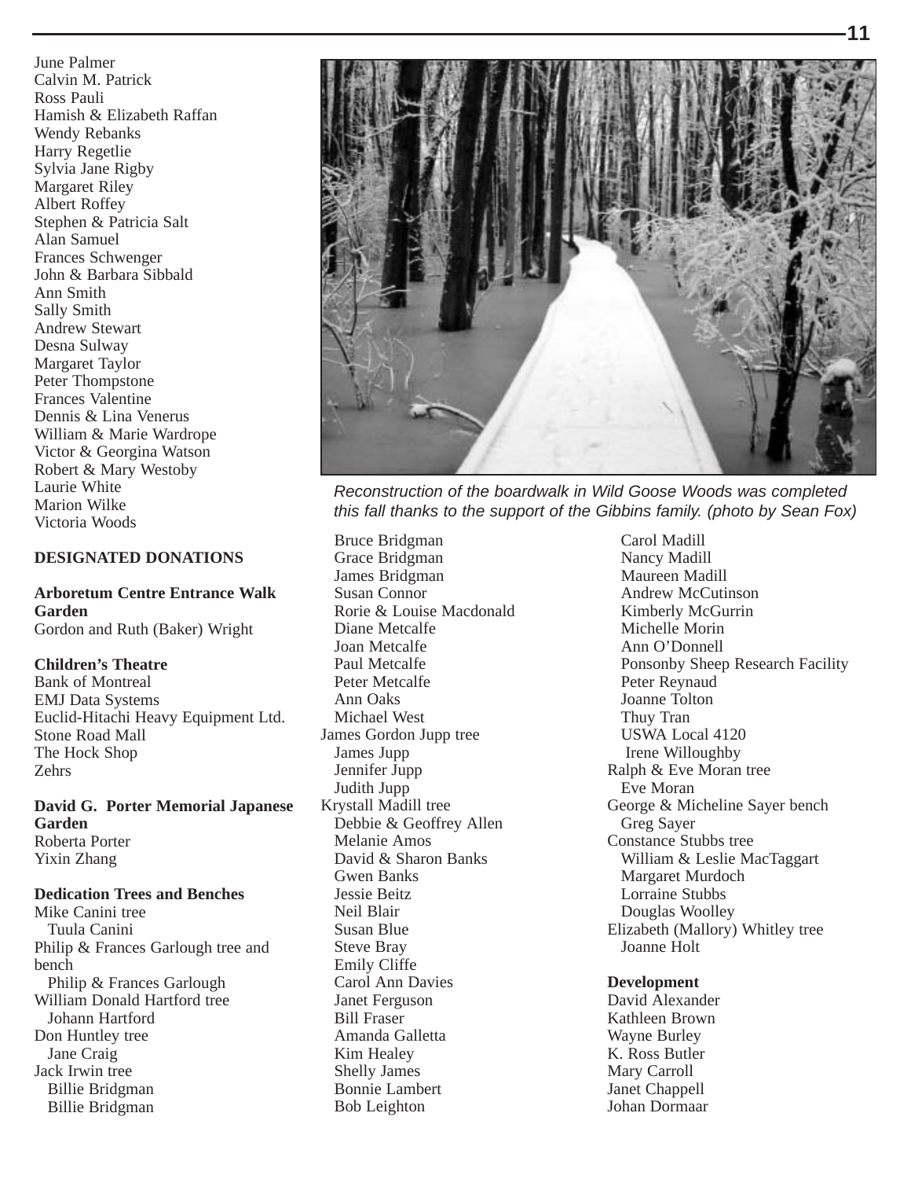June Palmer
Calvin M. Patrick
Ross Pauli
Hamish & Elizabeth Raffan
Wendy Rebanks
Harry Regetlie
Sylvia Jane Rigby
Margaret Riley
Albert Roffey
Stephen & Patricia Salt
Alan Samuel
Frances Schwenger
John & Barbara Sibbald
Ann Smith
Sally Smith
Andrew Stewart
Desna Sulway
Margaret Taylor
Peter Thompstone
Frances Valentine
Dennis & Lina Venerus
William & Marie Wardrope
Victor & Georgina Watson
Robert & Mary Westoby
Laurie White
Marion Wilke
Victoria Woods

**DESIGNATED DONATIONS**

**Arboretum Centre Entrance Walk Garden**
Gordon and Ruth (Baker) Wright

**Children's Theatre**
Bank of Montreal
EMJ Data Systems
Euclid-Hitachi Heavy Equipment Ltd.
Stone Road Mall
The Hock Shop
Zehrs

**David G. Porter Memorial Japanese Garden**
Roberta Porter
Yixin Zhang

**Dedication Trees and Benches**
Mike Canini tree
  Tuula Canini
Philip & Frances Garlough tree and bench
  Philip & Frances Garlough
William Donald Hartford tree
  Johann Hartford
Don Huntley tree
  Jane Craig
Jack Irwin tree
  Billie Bridgman
  Billie Bridgman

*Reconstruction of the boardwalk in Wild Goose Woods was completed this fall thanks to the support of the Gibbins family. (photo by Sean Fox)*

  Bruce Bridgman
  Grace Bridgman
  James Bridgman
  Susan Connor
  Rorie & Louise Macdonald
  Diane Metcalfe
  Joan Metcalfe
  Paul Metcalfe
  Peter Metcalfe
  Ann Oaks
  Michael West
James Gordon Jupp tree
  James Jupp
  Jennifer Jupp
  Judith Jupp
Krystall Madill tree
  Debbie & Geoffrey Allen
  Melanie Amos
  David & Sharon Banks
  Gwen Banks
  Jessie Beitz
  Neil Blair
  Susan Blue
  Steve Bray
  Emily Cliffe
  Carol Ann Davies
  Janet Ferguson
  Bill Fraser
  Amanda Galletta
  Kim Healey
  Shelly James
  Bonnie Lambert
  Bob Leighton
  Carol Madill
  Nancy Madill
  Maureen Madill
  Andrew McCutinson
  Kimberly McGurrin
  Michelle Morin
  Ann O'Donnell
  Ponsonby Sheep Research Facility
  Peter Reynaud
  Joanne Tolton
  Thuy Tran
  USWA Local 4120
  Irene Willoughby
Ralph & Eve Moran tree
  Eve Moran
George & Micheline Sayer bench
  Greg Sayer
Constance Stubbs tree
  William & Leslie MacTaggart
  Margaret Murdoch
  Lorraine Stubbs
  Douglas Woolley
Elizabeth (Mallory) Whitley tree
  Joanne Holt

**Development**
David Alexander
Kathleen Brown
Wayne Burley
K. Ross Butler
Mary Carroll
Janet Chappell
Johan Dormaar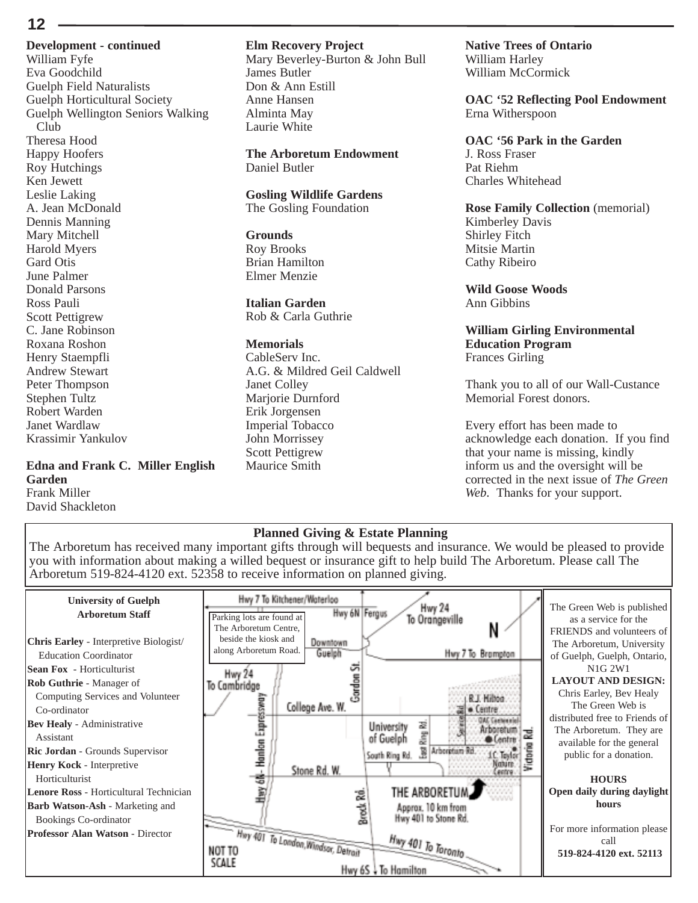**Development - continued**
William Fyfe
Eva Goodchild
Guelph Field Naturalists
Guelph Horticultural Society
Guelph Wellington Seniors Walking Club
Theresa Hood
Happy Hoofers
Roy Hutchings
Ken Jewett
Leslie Laking
A. Jean McDonald
Dennis Manning
Mary Mitchell
Harold Myers
Gard Otis
June Palmer
Donald Parsons
Ross Pauli
Scott Pettigrew
C. Jane Robinson
Roxana Roshon
Henry Staempfli
Andrew Stewart
Peter Thompson
Stephen Tultz
Robert Warden
Janet Wardlaw
Krassimir Yankulov

**Edna and Frank C. Miller English Garden**
Frank Miller
David Shackleton

**Elm Recovery Project**
Mary Beverley-Burton & John Bull
James Butler
Don & Ann Estill
Anne Hansen
Alminta May
Laurie White

**The Arboretum Endowment**
Daniel Butler

**Gosling Wildlife Gardens**
The Gosling Foundation

**Grounds**
Roy Brooks
Brian Hamilton
Elmer Menzie

**Italian Garden**
Rob & Carla Guthrie

**Memorials**
CableServ Inc.
A.G. & Mildred Geil Caldwell
Janet Colley
Marjorie Durnford
Erik Jorgensen
Imperial Tobacco
John Morrissey
Scott Pettigrew
Maurice Smith

**Native Trees of Ontario**
William Harley
William McCormick

**OAC '52 Reflecting Pool Endowment**
Erna Witherspoon

**OAC '56 Park in the Garden**
J. Ross Fraser
Pat Riehm
Charles Whitehead

**Rose Family Collection** (memorial)
Kimberley Davis
Shirley Fitch
Mitsie Martin
Cathy Ribeiro

**Wild Goose Woods**
Ann Gibbins

**William Girling Environmental Education Program**
Frances Girling

Thank you to all of our Wall-Custance Memorial Forest donors.

Every effort has been made to acknowledge each donation. If you find that your name is missing, kindly inform us and the oversight will be corrected in the next issue of *The Green Web*. Thanks for your support.

**Planned Giving & Estate Planning**

The Arboretum has received many important gifts through will bequests and insurance. We would be pleased to provide you with information about making a willed bequest or insurance gift to help build The Arboretum. Please call The Arboretum 519-824-4120 ext. 52358 to receive information on planned giving.

**University of Guelph Arboretum Staff**

**Chris Earley** - Interpretive Biologist/ Education Coordinator
**Sean Fox** - Horticulturist
**Rob Guthrie** - Manager of Computing Services and Volunteer Co-ordinator
**Bev Healy** - Administrative Assistant
**Ric Jordan** - Grounds Supervisor
**Henry Kock** - Interpretive Horticulturist
**Lenore Ross** - Horticultural Technician
**Barb Watson-Ash** - Marketing and Bookings Co-ordinator
**Professor Alan Watson** - Director

Parking lots are found at The Arboretum Centre, beside the kiosk and along Arboretum Road.

Hwy 7 To Kitchener/Waterloo
Hwy 6N Fergus
Hwy 24 To Orangeville
N
Downtown Guelph
Hwy 7 To Brampton
Hwy 24 To Cambridge
Gordon St.
College Ave. W.
R.J. Hilton Centre
Hwy 6N - Hanlon Expressway
University of Guelph
East Ring Rd.
Service Rd.
OAC Centennial Arboretum Centre
South Ring Rd.
Arboretum Rd.
J.C. Taylor Nature Centre
Victoria Rd.
Stone Rd. W.
Brock Rd.
THE ARBORETUM
Approx. 10 km from Hwy 401 to Stone Rd.
Hwy 401 To London,Windsor, Detroit
Hwy 401 To Toronto
NOT TO SCALE
Hwy 6S To Hamilton

The Green Web is published as a service for the FRIENDS and volunteers of The Arboretum, University of Guelph, Guelph, Ontario, N1G 2W1

**LAYOUT AND DESIGN:**
Chris Earley, Bev Healy

The Green Web is distributed free to Friends of The Arboretum. They are available for the general public for a donation.

**HOURS**
**Open daily during daylight hours**

For more information please call
**519-824-4120 ext. 52113**